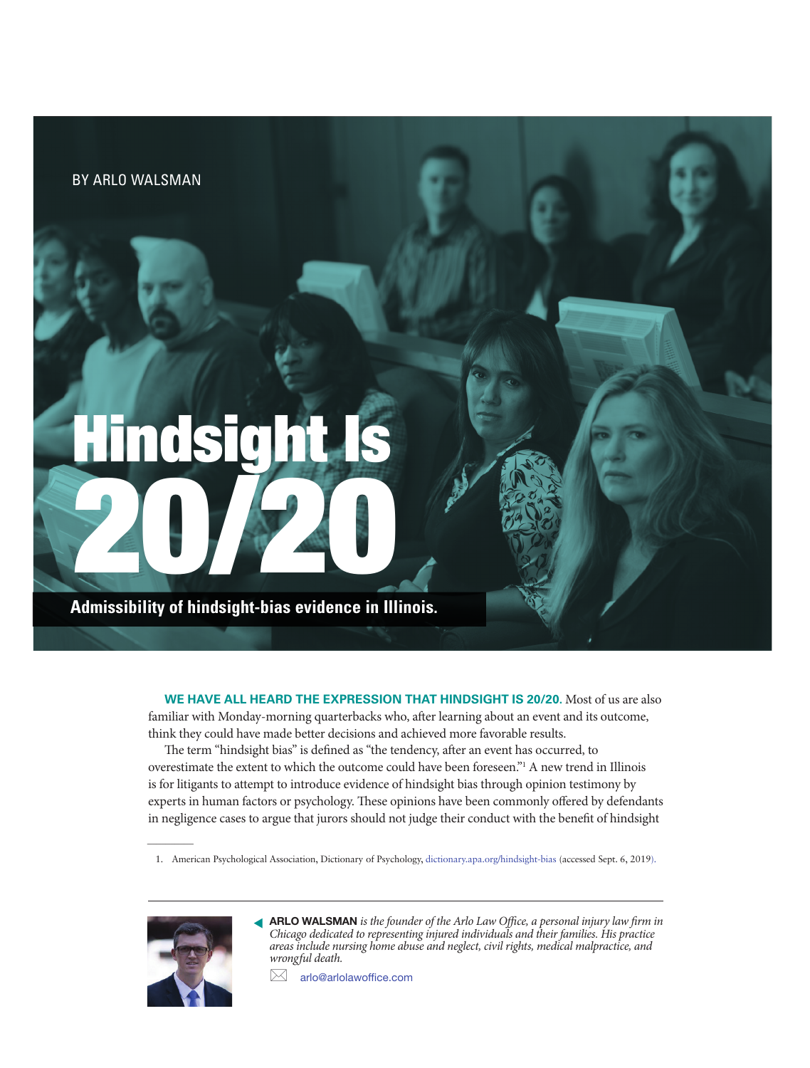BY ARLO WALSMAN

# Hindsight Is 20/20

**Admissibility of hindsight-bias evidence in Illinois.**

**WE HAVE ALL HEARD THE EXPRESSION THAT HINDSIGHT IS 20/20.** Most of us are also familiar with Monday-morning quarterbacks who, after learning about an event and its outcome, think they could have made better decisions and achieved more favorable results.

The term "hindsight bias" is defined as "the tendency, after an event has occurred, to overestimate the extent to which the outcome could have been foreseen."[1] A new trend in Illinois is for litigants to attempt to introduce evidence of hindsight bias through opinion testimony by experts in human factors or psychology. These opinions have been commonly offered by defendants in negligence cases to argue that jurors should not judge their conduct with the benefit of hindsight

1. American Psychological Association, Dictionary of Psychology, dictionary.apa.org/hindsight-bias (accessed Sept. 6, 2019).

**ARLO WALSMAN** *is the founder of the Arlo Law Office, a personal injury law firm in Chicago dedicated to representing injured individuals and their families. His practice areas include nursing home abuse and neglect, civil rights, medical malpractice, and wrongful death.*

arlo@arlolawoffice.com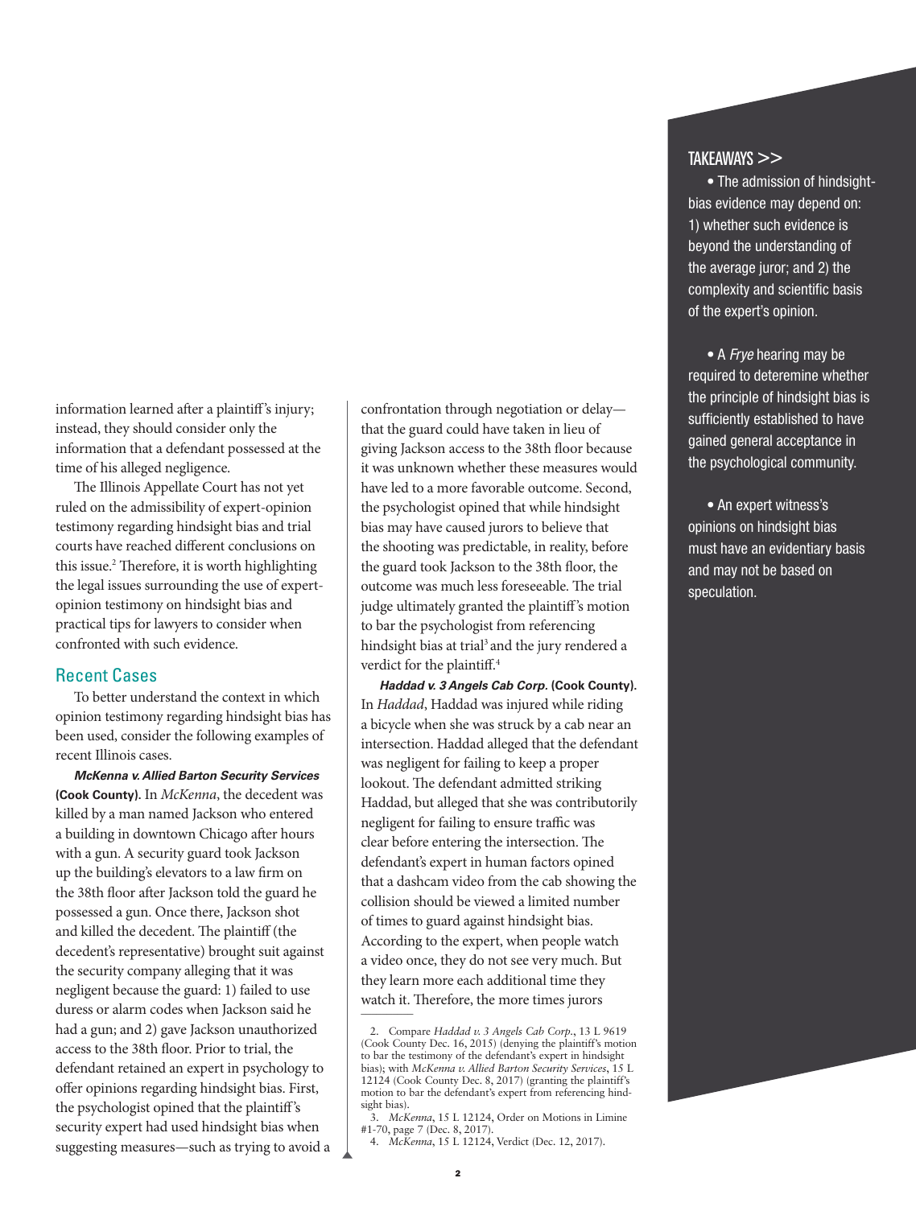information learned after a plaintiff's injury; instead, they should consider only the information that a defendant possessed at the time of his alleged negligence.

The Illinois Appellate Court has not yet ruled on the admissibility of expert-opinion testimony regarding hindsight bias and trial courts have reached different conclusions on this issue.[2] Therefore, it is worth highlighting the legal issues surrounding the use of expert-opinion testimony on hindsight bias and practical tips for lawyers to consider when confronted with such evidence.

## Recent Cases

To better understand the context in which opinion testimony regarding hindsight bias has been used, consider the following examples of recent Illinois cases.

***McKenna v. Allied Barton Security Services* (Cook County).** In *McKenna*, the decedent was killed by a man named Jackson who entered a building in downtown Chicago after hours with a gun. A security guard took Jackson up the building's elevators to a law firm on the 38th floor after Jackson told the guard he possessed a gun. Once there, Jackson shot and killed the decedent. The plaintiff (the decedent's representative) brought suit against the security company alleging that it was negligent because the guard: 1) failed to use duress or alarm codes when Jackson said he had a gun; and 2) gave Jackson unauthorized access to the 38th floor. Prior to trial, the defendant retained an expert in psychology to offer opinions regarding hindsight bias. First, the psychologist opined that the plaintiff's security expert had used hindsight bias when suggesting measures—such as trying to avoid a confrontation through negotiation or delay—that the guard could have taken in lieu of giving Jackson access to the 38th floor because it was unknown whether these measures would have led to a more favorable outcome. Second, the psychologist opined that while hindsight bias may have caused jurors to believe that the shooting was predictable, in reality, before the guard took Jackson to the 38th floor, the outcome was much less foreseeable. The trial judge ultimately granted the plaintiff's motion to bar the psychologist from referencing hindsight bias at trial[3] and the jury rendered a verdict for the plaintiff.[4]

***Haddad v. 3 Angels Cab Corp.* (Cook County).** In *Haddad*, Haddad was injured while riding a bicycle when she was struck by a cab near an intersection. Haddad alleged that the defendant was negligent for failing to keep a proper lookout. The defendant admitted striking Haddad, but alleged that she was contributorily negligent for failing to ensure traffic was clear before entering the intersection. The defendant's expert in human factors opined that a dashcam video from the cab showing the collision should be viewed a limited number of times to guard against hindsight bias. According to the expert, when people watch a video once, they do not see very much. But they learn more each additional time they watch it. Therefore, the more times jurors

---

2. Compare *Haddad v. 3 Angels Cab Corp.*, 13 L 9619 (Cook County Dec. 16, 2015) (denying the plaintiff's motion to bar the testimony of the defendant's expert in hindsight bias); with *McKenna v. Allied Barton Security Services*, 15 L 12124 (Cook County Dec. 8, 2017) (granting the plaintiff's motion to bar the defendant's expert from referencing hindsight bias).

3. *McKenna*, 15 L 12124, Order on Motions in Limine #1-70, page 7 (Dec. 8, 2017).

4. *McKenna*, 15 L 12124, Verdict (Dec. 12, 2017).

---

**TAKEAWAYS >>**

- The admission of hindsight-bias evidence may depend on: 1) whether such evidence is beyond the understanding of the average juror; and 2) the complexity and scientific basis of the expert's opinion.
- A *Frye* hearing may be required to deteremine whether the principle of hindsight bias is sufficiently established to have gained general acceptance in the psychological community.
- An expert witness's opinions on hindsight bias must have an evidentiary basis and may not be based on speculation.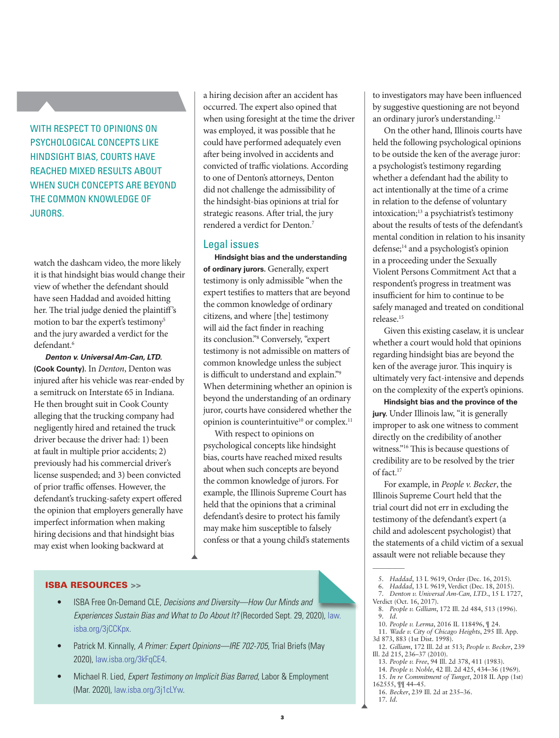WITH RESPECT TO OPINIONS ON PSYCHOLOGICAL CONCEPTS LIKE HINDSIGHT BIAS, COURTS HAVE REACHED MIXED RESULTS ABOUT WHEN SUCH CONCEPTS ARE BEYOND THE COMMON KNOWLEDGE OF JURORS.

watch the dashcam video, the more likely it is that hindsight bias would change their view of whether the defendant should have seen Haddad and avoided hitting her. The trial judge denied the plaintiff's motion to bar the expert's testimony[5] and the jury awarded a verdict for the defendant.[6]

***Denton v. Universal Am-Can, LTD.* (Cook County).** In *Denton*, Denton was injured after his vehicle was rear-ended by a semitruck on Interstate 65 in Indiana. He then brought suit in Cook County alleging that the trucking company had negligently hired and retained the truck driver because the driver had: 1) been at fault in multiple prior accidents; 2) previously had his commercial driver's license suspended; and 3) been convicted of prior traffic offenses. However, the defendant's trucking-safety expert offered the opinion that employers generally have imperfect information when making hiring decisions and that hindsight bias may exist when looking backward at a hiring decision after an accident has occurred. The expert also opined that when using foresight at the time the driver was employed, it was possible that he could have performed adequately even after being involved in accidents and convicted of traffic violations. According to one of Denton's attorneys, Denton did not challenge the admissibility of the hindsight-bias opinions at trial for strategic reasons. After trial, the jury rendered a verdict for Denton.[7]

## Legal issues

**Hindsight bias and the understanding of ordinary jurors.** Generally, expert testimony is only admissible "when the expert testifies to matters that are beyond the common knowledge of ordinary citizens, and where [the] testimony will aid the fact finder in reaching its conclusion."[8] Conversely, "expert testimony is not admissible on matters of common knowledge unless the subject is difficult to understand and explain."[9] When determining whether an opinion is beyond the understanding of an ordinary juror, courts have considered whether the opinion is counterintuitive[10] or complex.[11]

With respect to opinions on psychological concepts like hindsight bias, courts have reached mixed results about when such concepts are beyond the common knowledge of jurors. For example, the Illinois Supreme Court has held that the opinions that a criminal defendant's desire to protect his family may make him susceptible to falsely confess or that a young child's statements to investigators may have been influenced by suggestive questioning are not beyond an ordinary juror's understanding.[12]

On the other hand, Illinois courts have held the following psychological opinions to be outside the ken of the average juror: a psychologist's testimony regarding whether a defendant had the ability to act intentionally at the time of a crime in relation to the defense of voluntary intoxication;[13] a psychiatrist's testimony about the results of tests of the defendant's mental condition in relation to his insanity defense;[14] and a psychologist's opinion in a proceeding under the Sexually Violent Persons Commitment Act that a respondent's progress in treatment was insufficient for him to continue to be safely managed and treated on conditional release.[15]

Given this existing caselaw, it is unclear whether a court would hold that opinions regarding hindsight bias are beyond the ken of the average juror. This inquiry is ultimately very fact-intensive and depends on the complexity of the expert's opinions.

**Hindsight bias and the province of the jury.** Under Illinois law, "it is generally improper to ask one witness to comment directly on the credibility of another witness."[16] This is because questions of credibility are to be resolved by the trier of fact.[17]

For example, in *People v. Becker*, the Illinois Supreme Court held that the trial court did not err in excluding the testimony of the defendant's expert (a child and adolescent psychologist) that the statements of a child victim of a sexual assault were not reliable because they

**ISBA RESOURCES >>**

- ISBA Free On-Demand CLE, *Decisions and Diversity—How Our Minds and Experiences Sustain Bias and What to Do About It?* (Recorded Sept. 29, 2020), law.isba.org/3jCCKpx.
- Patrick M. Kinnally, *A Primer: Expert Opinions—IRE 702-705*, Trial Briefs (May 2020), law.isba.org/3kFqCE4.
- Michael R. Lied, *Expert Testimony on Implicit Bias Barred*, Labor & Employment (Mar. 2020), law.isba.org/3j1cLYw.

---

5. *Haddad*, 13 L 9619, Order (Dec. 16, 2015).
6. *Haddad*, 13 L 9619, Verdict (Dec. 18, 2015).
7. *Denton v. Universal Am-Can, LTD.*, 15 L 1727, Verdict (Oct. 16, 2017).
8. *People v. Gilliam*, 172 Ill. 2d 484, 513 (1996).
9. *Id*.
10. *People v. Lerma*, 2016 IL 118496, ¶ 24.
11. *Wade v. City of Chicago Heights*, 295 Ill. App. 3d 873, 883 (1st Dist. 1998).
12. *Gilliam*, 172 Ill. 2d at 513; *People v. Becker*, 239 Ill. 2d 215, 236–37 (2010).
13. *People v. Free*, 94 Ill. 2d 378, 411 (1983).
14. *People v. Noble*, 42 Ill. 2d 425, 434–36 (1969).
15. *In re Commitment of Tunget*, 2018 IL App (1st) 162555, ¶¶ 44–45.
16. *Becker*, 239 Ill. 2d at 235–36.
17. *Id*.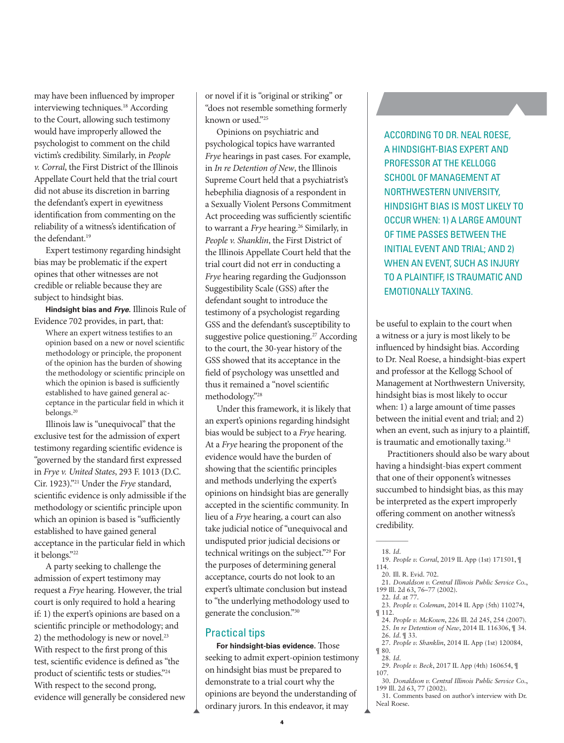may have been influenced by improper interviewing techniques.[18] According to the Court, allowing such testimony would have improperly allowed the psychologist to comment on the child victim's credibility. Similarly, in *People v. Corral*, the First District of the Illinois Appellate Court held that the trial court did not abuse its discretion in barring the defendant's expert in eyewitness identification from commenting on the reliability of a witness's identification of the defendant.[19]

Expert testimony regarding hindsight bias may be problematic if the expert opines that other witnesses are not credible or reliable because they are subject to hindsight bias.

**Hindsight bias and *Frye*.** Illinois Rule of Evidence 702 provides, in part, that:

> Where an expert witness testifies to an opinion based on a new or novel scientific methodology or principle, the proponent of the opinion has the burden of showing the methodology or scientific principle on which the opinion is based is sufficiently established to have gained general acceptance in the particular field in which it belongs.[20]

Illinois law is "unequivocal" that the exclusive test for the admission of expert testimony regarding scientific evidence is "governed by the standard first expressed in *Frye v. United States*, 293 F. 1013 (D.C. Cir. 1923)."[21] Under the *Frye* standard, scientific evidence is only admissible if the methodology or scientific principle upon which an opinion is based is "sufficiently established to have gained general acceptance in the particular field in which it belongs."[22]

A party seeking to challenge the admission of expert testimony may request a *Frye* hearing. However, the trial court is only required to hold a hearing if: 1) the expert's opinions are based on a scientific principle or methodology; and 2) the methodology is new or novel.[23] With respect to the first prong of this test, scientific evidence is defined as "the product of scientific tests or studies."[24] With respect to the second prong, evidence will generally be considered new or novel if it is "original or striking" or "does not resemble something formerly known or used."[25]

Opinions on psychiatric and psychological topics have warranted *Frye* hearings in past cases. For example, in *In re Detention of New*, the Illinois Supreme Court held that a psychiatrist's hebephilia diagnosis of a respondent in a Sexually Violent Persons Commitment Act proceeding was sufficiently scientific to warrant a *Frye* hearing.[26] Similarly, in *People v. Shanklin*, the First District of the Illinois Appellate Court held that the trial court did not err in conducting a *Frye* hearing regarding the Gudjonsson Suggestibility Scale (GSS) after the defendant sought to introduce the testimony of a psychologist regarding GSS and the defendant's susceptibility to suggestive police questioning.[27] According to the court, the 30-year history of the GSS showed that its acceptance in the field of psychology was unsettled and thus it remained a "novel scientific methodology."[28]

Under this framework, it is likely that an expert's opinions regarding hindsight bias would be subject to a *Frye* hearing. At a *Frye* hearing the proponent of the evidence would have the burden of showing that the scientific principles and methods underlying the expert's opinions on hindsight bias are generally accepted in the scientific community. In lieu of a *Frye* hearing, a court can also take judicial notice of "unequivocal and undisputed prior judicial decisions or technical writings on the subject."[29] For the purposes of determining general acceptance, courts do not look to an expert's ultimate conclusion but instead to "the underlying methodology used to generate the conclusion."[30]

## Practical tips

**For hindsight-bias evidence.** Those seeking to admit expert-opinion testimony on hindsight bias must be prepared to demonstrate to a trial court why the opinions are beyond the understanding of ordinary jurors. In this endeavor, it may be useful to explain to the court when a witness or a jury is most likely to be influenced by hindsight bias. According to Dr. Neal Roese, a hindsight-bias expert and professor at the Kellogg School of Management at Northwestern University, hindsight bias is most likely to occur when: 1) a large amount of time passes between the initial event and trial; and 2) when an event, such as injury to a plaintiff, is traumatic and emotionally taxing.[31]

Practitioners should also be wary about having a hindsight-bias expert comment that one of their opponent's witnesses succumbed to hindsight bias, as this may be interpreted as the expert improperly offering comment on another witness's credibility.

> ACCORDING TO DR. NEAL ROESE, A HINDSIGHT-BIAS EXPERT AND PROFESSOR AT THE KELLOGG SCHOOL OF MANAGEMENT AT NORTHWESTERN UNIVERSITY, HINDSIGHT BIAS IS MOST LIKELY TO OCCUR WHEN: 1) A LARGE AMOUNT OF TIME PASSES BETWEEN THE INITIAL EVENT AND TRIAL; AND 2) WHEN AN EVENT, SUCH AS INJURY TO A PLAINTIFF, IS TRAUMATIC AND EMOTIONALLY TAXING.

---

18. *Id.*
19. *People v. Corral*, 2019 IL App (1st) 171501, ¶ 114.
20. Ill. R. Evid. 702.
21. *Donaldson v. Central Illinois Public Service Co.*, 199 Ill. 2d 63, 76–77 (2002).
22. *Id.* at 77.
23. *People v. Coleman*, 2014 IL App (5th) 110274, ¶ 112.
24. *People v. McKown*, 226 Ill. 2d 245, 254 (2007).
25. *In re Detention of New*, 2014 IL 116306, ¶ 34.
26. *Id.* ¶ 33.
27. *People v. Shanklin*, 2014 IL App (1st) 120084, ¶ 80.
28. *Id.*
29. *People v. Beck*, 2017 IL App (4th) 160654, ¶ 107.
30. *Donaldson v. Central Illinois Public Service Co.*, 199 Ill. 2d 63, 77 (2002).
31. Comments based on author's interview with Dr. Neal Roese.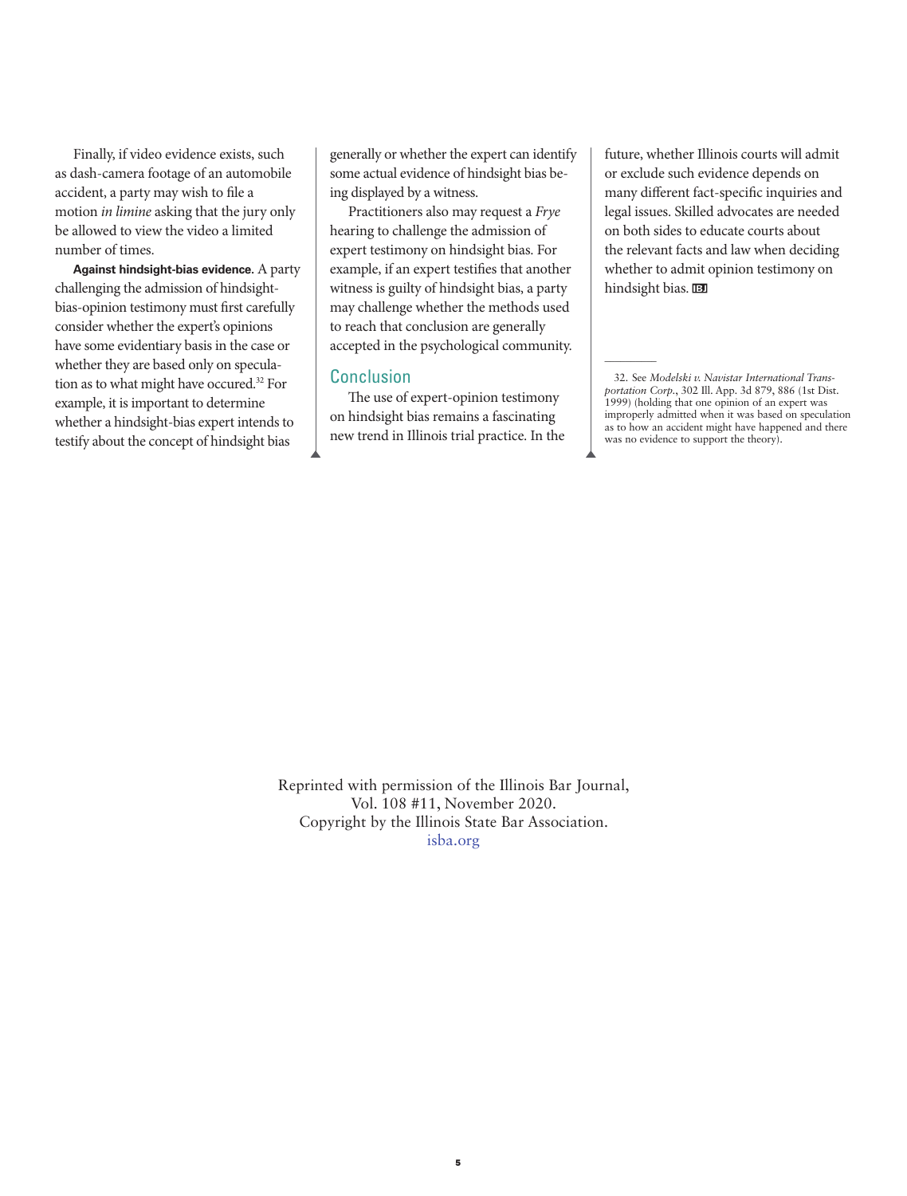Finally, if video evidence exists, such as dash-camera footage of an automobile accident, a party may wish to file a motion *in limine* asking that the jury only be allowed to view the video a limited number of times.

**Against hindsight-bias evidence.** A party challenging the admission of hindsight-bias-opinion testimony must first carefully consider whether the expert's opinions have some evidentiary basis in the case or whether they are based only on speculation as to what might have occured.[32] For example, it is important to determine whether a hindsight-bias expert intends to testify about the concept of hindsight bias generally or whether the expert can identify some actual evidence of hindsight bias being displayed by a witness.

Practitioners also may request a *Frye* hearing to challenge the admission of expert testimony on hindsight bias. For example, if an expert testifies that another witness is guilty of hindsight bias, a party may challenge whether the methods used to reach that conclusion are generally accepted in the psychological community.

## Conclusion

The use of expert-opinion testimony on hindsight bias remains a fascinating new trend in Illinois trial practice. In the future, whether Illinois courts will admit or exclude such evidence depends on many different fact-specific inquiries and legal issues. Skilled advocates are needed on both sides to educate courts about the relevant facts and law when deciding whether to admit opinion testimony on hindsight bias. IBJ

---

32. See *Modelski v. Navistar International Transportation Corp.*, 302 Ill. App. 3d 879, 886 (1st Dist. 1999) (holding that one opinion of an expert was improperly admitted when it was based on speculation as to how an accident might have happened and there was no evidence to support the theory).

Reprinted with permission of the Illinois Bar Journal,
Vol. 108 #11, November 2020.
Copyright by the Illinois State Bar Association.
isba.org